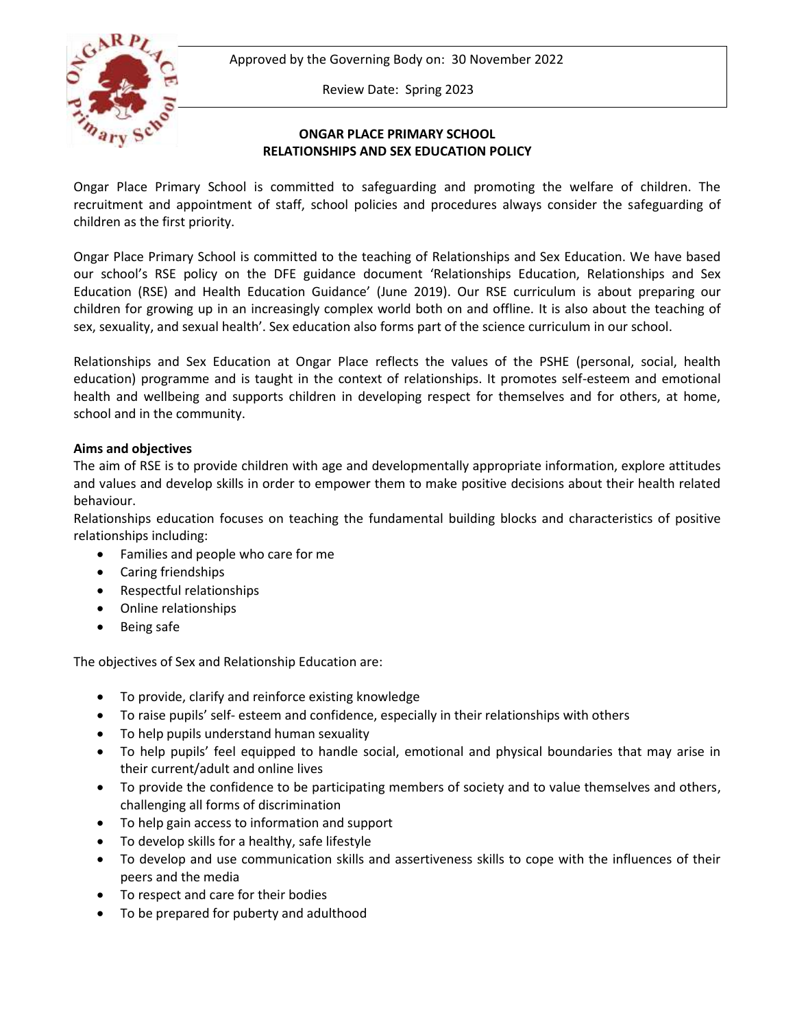Approved by the Governing Body on: 30 November 2022

Review Date: Spring 2023

# ONGAR PLACE PRIMARY SCHOOL
# RELATIONSHIPS AND SEX EDUCATION POLICY

Ongar Place Primary School is committed to safeguarding and promoting the welfare of children. The recruitment and appointment of staff, school policies and procedures always consider the safeguarding of children as the first priority.

Ongar Place Primary School is committed to the teaching of Relationships and Sex Education. We have based our school's RSE policy on the DFE guidance document 'Relationships Education, Relationships and Sex Education (RSE) and Health Education Guidance' (June 2019). Our RSE curriculum is about preparing our children for growing up in an increasingly complex world both on and offline. It is also about the teaching of sex, sexuality, and sexual health'. Sex education also forms part of the science curriculum in our school.

Relationships and Sex Education at Ongar Place reflects the values of the PSHE (personal, social, health education) programme and is taught in the context of relationships. It promotes self-esteem and emotional health and wellbeing and supports children in developing respect for themselves and for others, at home, school and in the community.

**Aims and objectives**

The aim of RSE is to provide children with age and developmentally appropriate information, explore attitudes and values and develop skills in order to empower them to make positive decisions about their health related behaviour.

Relationships education focuses on teaching the fundamental building blocks and characteristics of positive relationships including:

- Families and people who care for me
- Caring friendships
- Respectful relationships
- Online relationships
- Being safe

The objectives of Sex and Relationship Education are:

- To provide, clarify and reinforce existing knowledge
- To raise pupils' self- esteem and confidence, especially in their relationships with others
- To help pupils understand human sexuality
- To help pupils' feel equipped to handle social, emotional and physical boundaries that may arise in their current/adult and online lives
- To provide the confidence to be participating members of society and to value themselves and others, challenging all forms of discrimination
- To help gain access to information and support
- To develop skills for a healthy, safe lifestyle
- To develop and use communication skills and assertiveness skills to cope with the influences of their peers and the media
- To respect and care for their bodies
- To be prepared for puberty and adulthood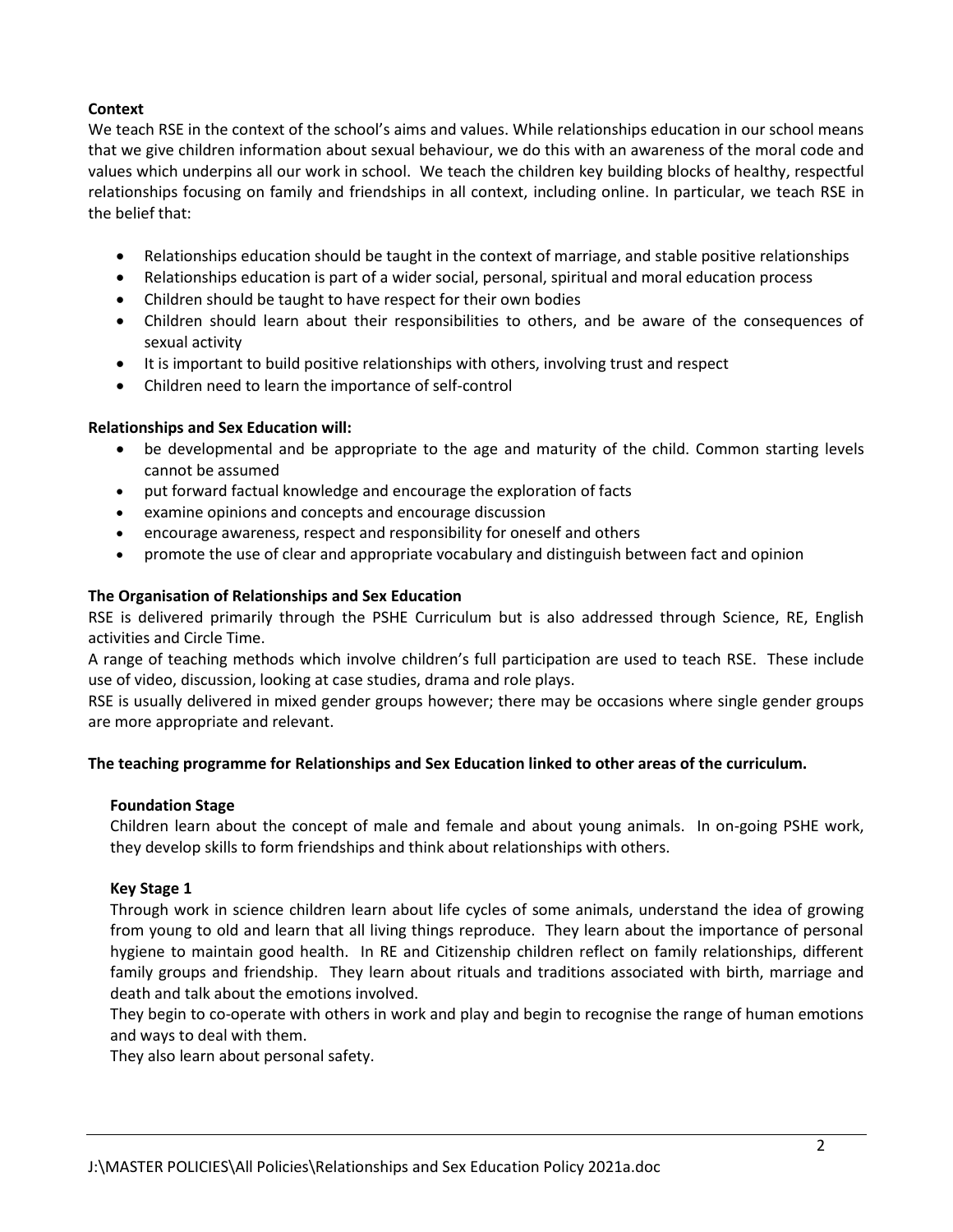**Context**

We teach RSE in the context of the school's aims and values. While relationships education in our school means that we give children information about sexual behaviour, we do this with an awareness of the moral code and values which underpins all our work in school. We teach the children key building blocks of healthy, respectful relationships focusing on family and friendships in all context, including online. In particular, we teach RSE in the belief that:

- Relationships education should be taught in the context of marriage, and stable positive relationships
- Relationships education is part of a wider social, personal, spiritual and moral education process
- Children should be taught to have respect for their own bodies
- Children should learn about their responsibilities to others, and be aware of the consequences of sexual activity
- It is important to build positive relationships with others, involving trust and respect
- Children need to learn the importance of self-control

**Relationships and Sex Education will:**

- be developmental and be appropriate to the age and maturity of the child. Common starting levels cannot be assumed
- put forward factual knowledge and encourage the exploration of facts
- examine opinions and concepts and encourage discussion
- encourage awareness, respect and responsibility for oneself and others
- promote the use of clear and appropriate vocabulary and distinguish between fact and opinion

**The Organisation of Relationships and Sex Education**

RSE is delivered primarily through the PSHE Curriculum but is also addressed through Science, RE, English activities and Circle Time.

A range of teaching methods which involve children's full participation are used to teach RSE. These include use of video, discussion, looking at case studies, drama and role plays.

RSE is usually delivered in mixed gender groups however; there may be occasions where single gender groups are more appropriate and relevant.

**The teaching programme for Relationships and Sex Education linked to other areas of the curriculum.**

**Foundation Stage**

Children learn about the concept of male and female and about young animals. In on-going PSHE work, they develop skills to form friendships and think about relationships with others.

**Key Stage 1**

Through work in science children learn about life cycles of some animals, understand the idea of growing from young to old and learn that all living things reproduce. They learn about the importance of personal hygiene to maintain good health. In RE and Citizenship children reflect on family relationships, different family groups and friendship. They learn about rituals and traditions associated with birth, marriage and death and talk about the emotions involved.

They begin to co-operate with others in work and play and begin to recognise the range of human emotions and ways to deal with them.

They also learn about personal safety.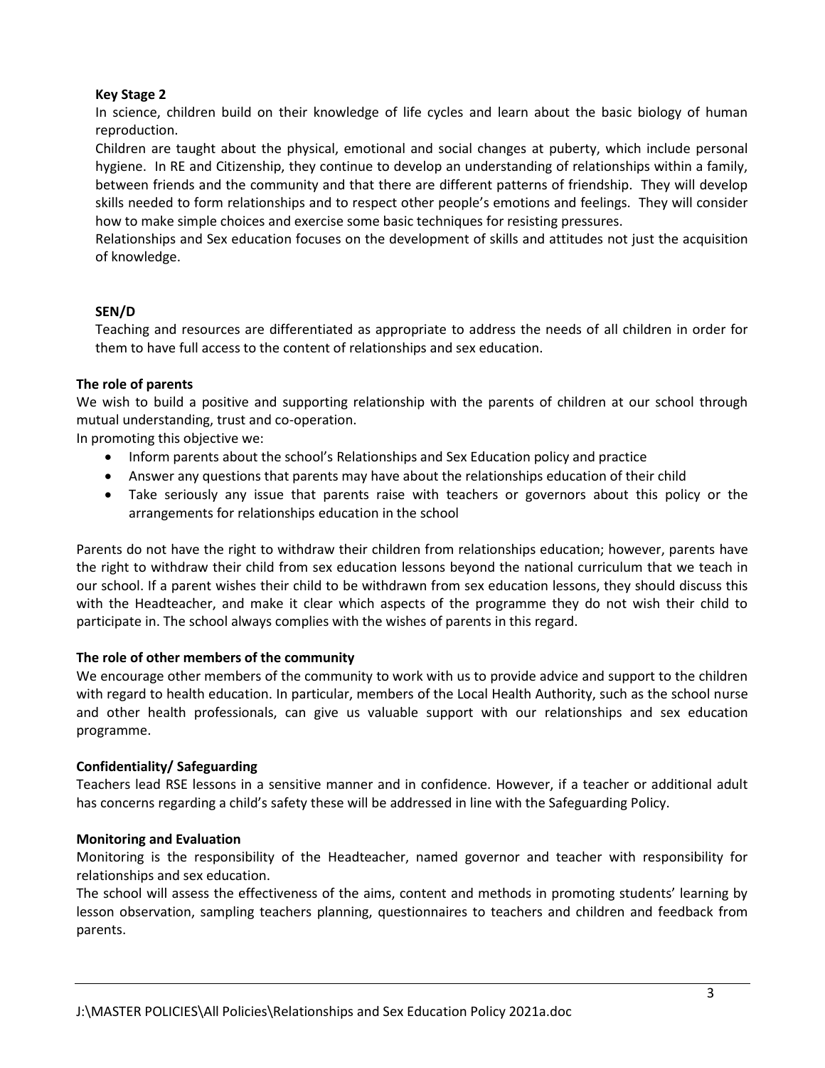### Key Stage 2

In science, children build on their knowledge of life cycles and learn about the basic biology of human reproduction.

Children are taught about the physical, emotional and social changes at puberty, which include personal hygiene. In RE and Citizenship, they continue to develop an understanding of relationships within a family, between friends and the community and that there are different patterns of friendship. They will develop skills needed to form relationships and to respect other people's emotions and feelings. They will consider how to make simple choices and exercise some basic techniques for resisting pressures.

Relationships and Sex education focuses on the development of skills and attitudes not just the acquisition of knowledge.

### SEN/D

Teaching and resources are differentiated as appropriate to address the needs of all children in order for them to have full access to the content of relationships and sex education.

## The role of parents

We wish to build a positive and supporting relationship with the parents of children at our school through mutual understanding, trust and co-operation.

In promoting this objective we:

- Inform parents about the school's Relationships and Sex Education policy and practice
- Answer any questions that parents may have about the relationships education of their child
- Take seriously any issue that parents raise with teachers or governors about this policy or the arrangements for relationships education in the school

Parents do not have the right to withdraw their children from relationships education; however, parents have the right to withdraw their child from sex education lessons beyond the national curriculum that we teach in our school. If a parent wishes their child to be withdrawn from sex education lessons, they should discuss this with the Headteacher, and make it clear which aspects of the programme they do not wish their child to participate in. The school always complies with the wishes of parents in this regard.

## The role of other members of the community

We encourage other members of the community to work with us to provide advice and support to the children with regard to health education. In particular, members of the Local Health Authority, such as the school nurse and other health professionals, can give us valuable support with our relationships and sex education programme.

## Confidentiality/ Safeguarding

Teachers lead RSE lessons in a sensitive manner and in confidence. However, if a teacher or additional adult has concerns regarding a child's safety these will be addressed in line with the Safeguarding Policy.

## Monitoring and Evaluation

Monitoring is the responsibility of the Headteacher, named governor and teacher with responsibility for relationships and sex education.

The school will assess the effectiveness of the aims, content and methods in promoting students' learning by lesson observation, sampling teachers planning, questionnaires to teachers and children and feedback from parents.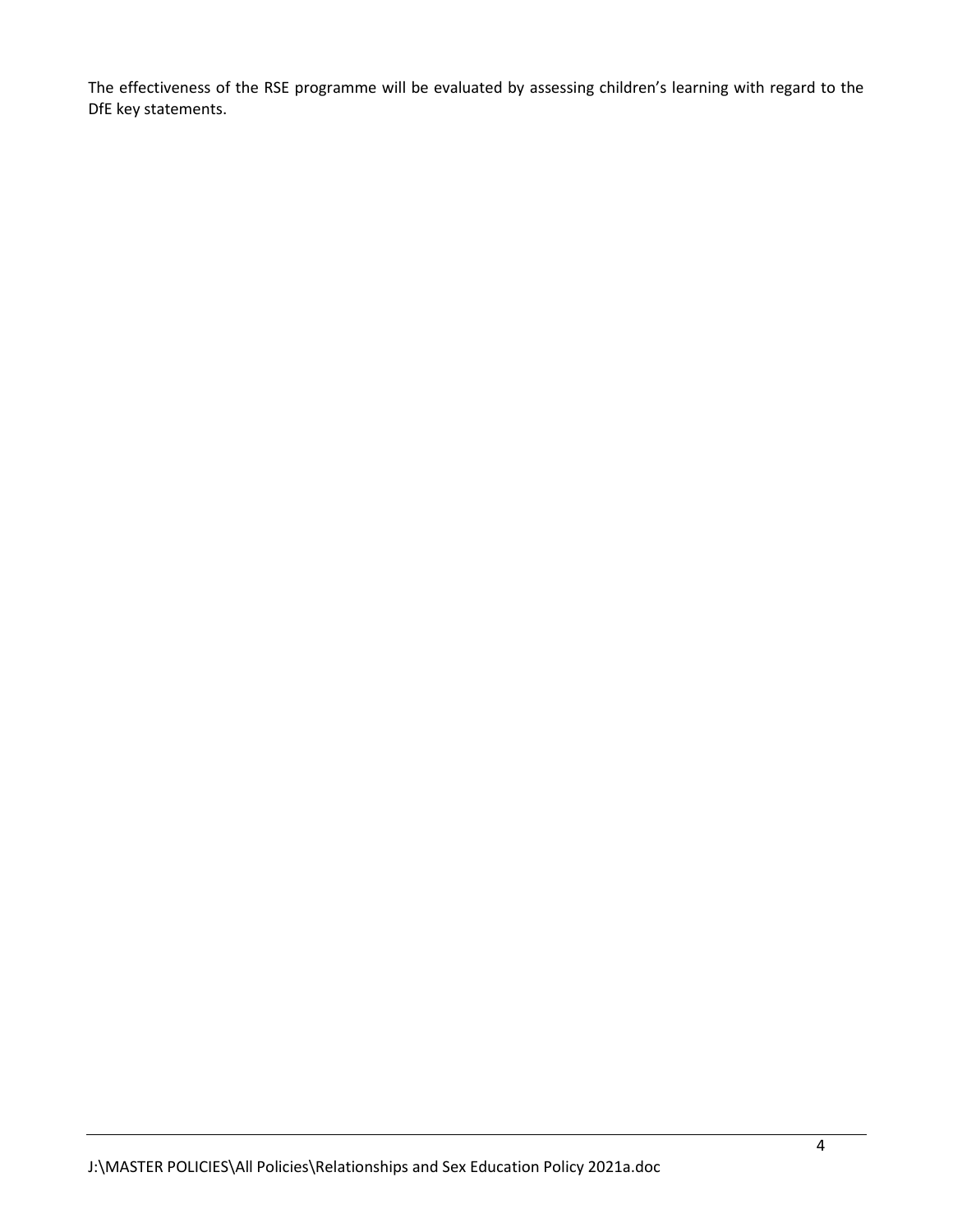The effectiveness of the RSE programme will be evaluated by assessing children's learning with regard to the DfE key statements.